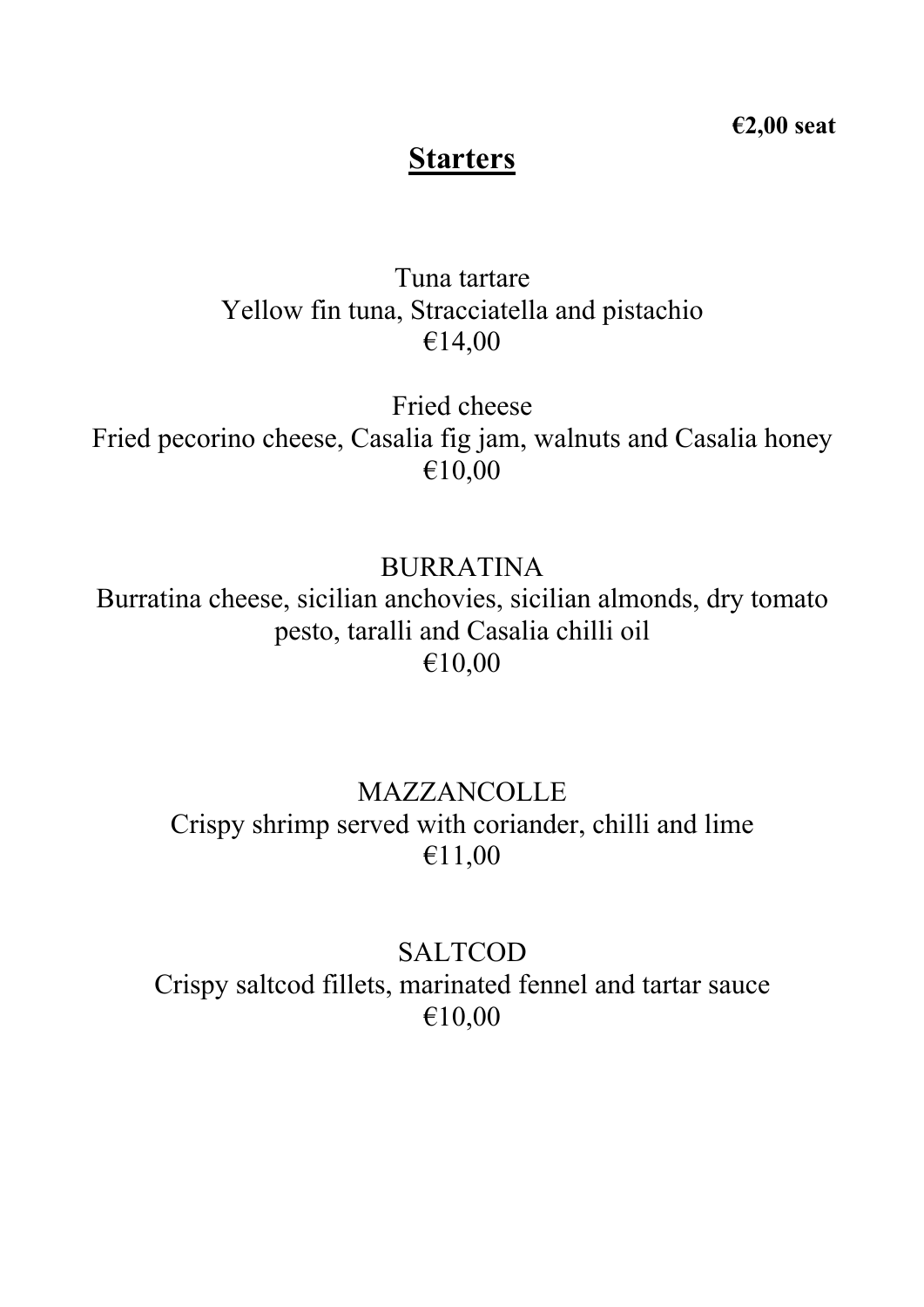**€2,00 seat**

# Starters

Tuna tartare
Yellow fin tuna, Stracciatella and pistachio
€14,00

Fried cheese
Fried pecorino cheese, Casalia fig jam, walnuts and Casalia honey
€10,00

BURRATINA
Burratina cheese, sicilian anchovies, sicilian almonds, dry tomato pesto, taralli and Casalia chilli oil
€10,00

MAZZANCOLLE
Crispy shrimp served with coriander, chilli and lime
€11,00

SALTCOD
Crispy saltcod fillets, marinated fennel and tartar sauce
€10,00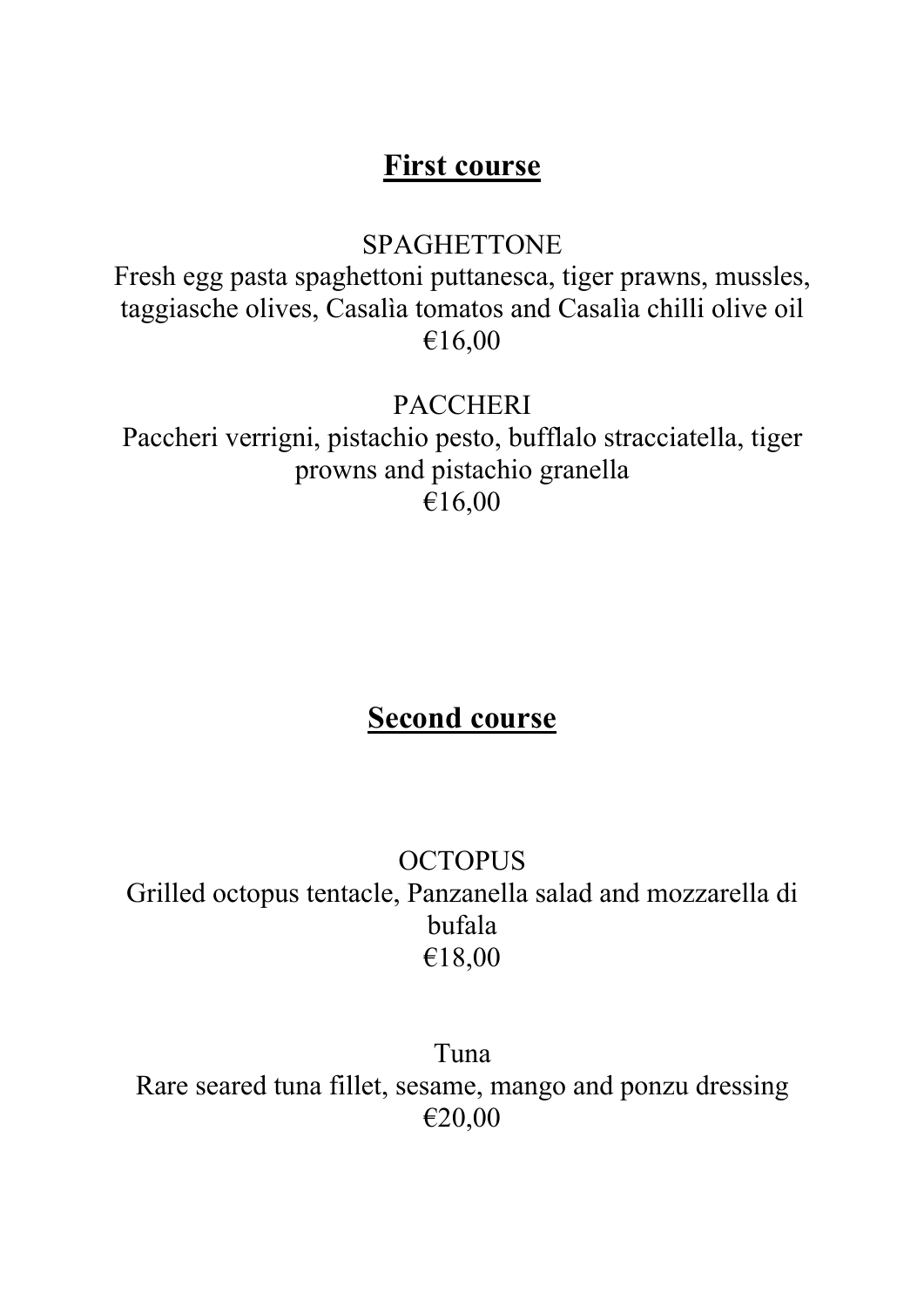## First course

SPAGHETTONE

Fresh egg pasta spaghettoni puttanesca, tiger prawns, mussles, taggiasche olives, Casalìa tomatos and Casalìa chilli olive oil

€16,00

PACCHERI

Paccheri verrigni, pistachio pesto, bufflalo stracciatella, tiger prowns and pistachio granella

€16,00

## Second course

OCTOPUS

Grilled octopus tentacle, Panzanella salad and mozzarella di bufala

€18,00

Tuna

Rare seared tuna fillet, sesame, mango and ponzu dressing

€20,00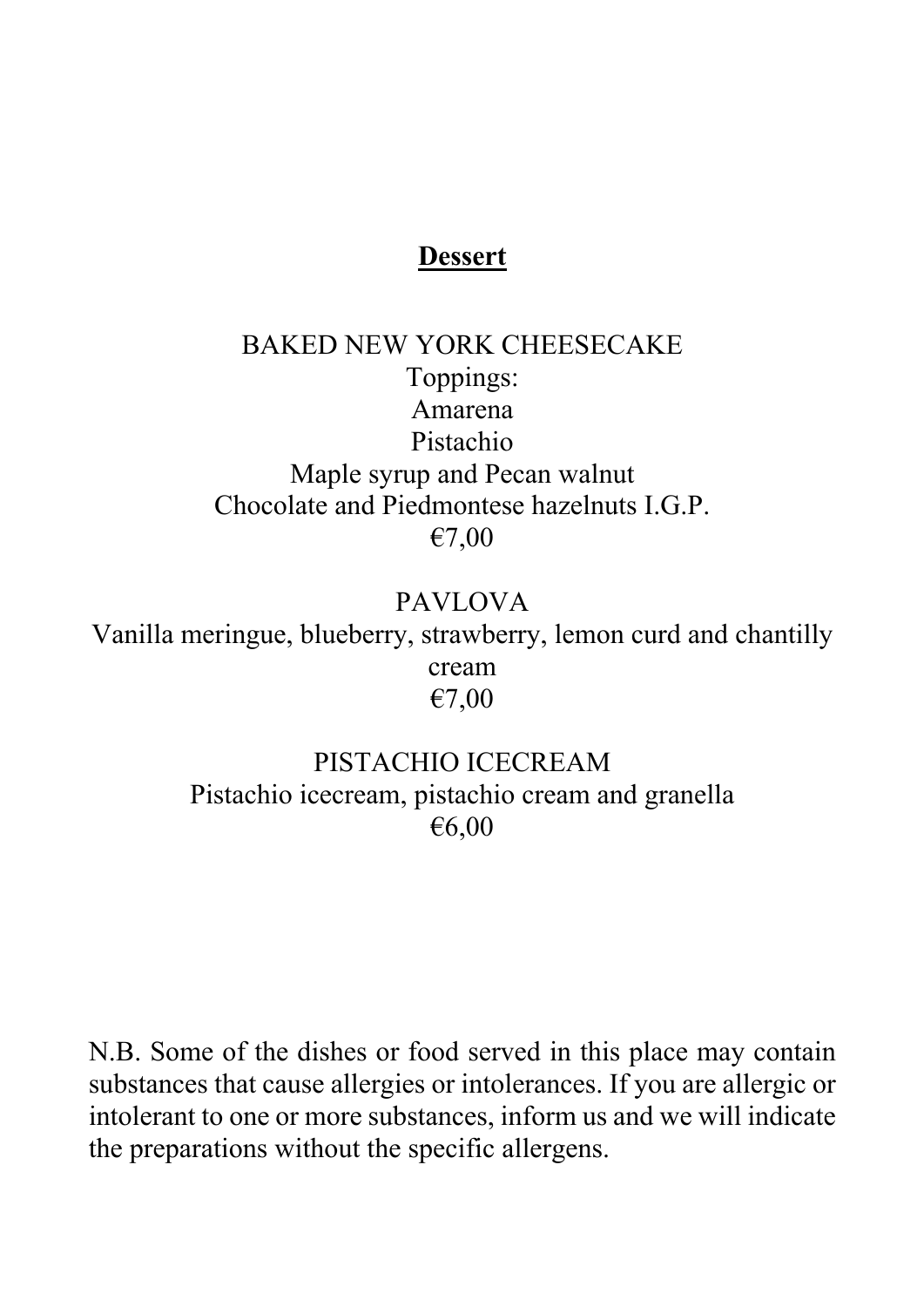## Dessert

BAKED NEW YORK CHEESECAKE

Toppings:

Amarena

Pistachio

Maple syrup and Pecan walnut

Chocolate and Piedmontese hazelnuts I.G.P.

€7,00

PAVLOVA

Vanilla meringue, blueberry, strawberry, lemon curd and chantilly cream

€7,00

PISTACHIO ICECREAM

Pistachio icecream, pistachio cream and granella

€6,00

N.B. Some of the dishes or food served in this place may contain substances that cause allergies or intolerances. If you are allergic or intolerant to one or more substances, inform us and we will indicate the preparations without the specific allergens.